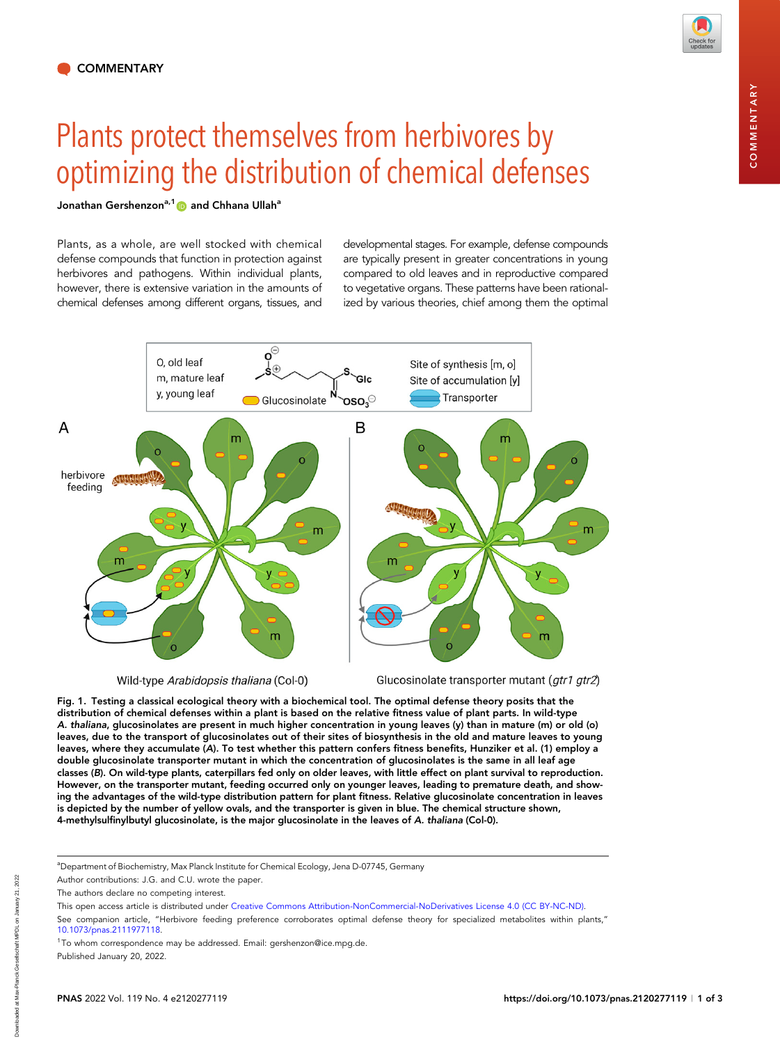COMMENTARY

# Plants protect themselves from herbivores by optimizing the distribution of chemical defenses

**Jonathan Gershenzon[a,1] and Chhana Ullah[a]**

Plants, as a whole, are well stocked with chemical defense compounds that function in protection against herbivores and pathogens. Within individual plants, however, there is extensive variation in the amounts of chemical defenses among different organs, tissues, and developmental stages. For example, defense compounds are typically present in greater concentrations in young compared to old leaves and in reproductive compared to vegetative organs. These patterns have been rationalized by various theories, chief among them the optimal

**Fig. 1.** **Testing a classical ecological theory with a biochemical tool. The optimal defense theory posits that the distribution of chemical defenses within a plant is based on the relative fitness value of plant parts. In wild-type *A. thaliana*, glucosinolates are present in much higher concentration in young leaves (y) than in mature (m) or old (o) leaves, due to the transport of glucosinolates out of their sites of biosynthesis in the old and mature leaves to young leaves, where they accumulate (*A*). To test whether this pattern confers fitness benefits, Hunziker et al. (1) employ a double glucosinolate transporter mutant in which the concentration of glucosinolates is the same in all leaf age classes (*B*). On wild-type plants, caterpillars fed only on older leaves, with little effect on plant survival to reproduction. However, on the transporter mutant, feeding occurred only on younger leaves, leading to premature death, and showing the advantages of the wild-type distribution pattern for plant fitness. Relative glucosinolate concentration in leaves is depicted by the number of yellow ovals, and the transporter is given in blue. The chemical structure shown, 4-methylsulfinylbutyl glucosinolate, is the major glucosinolate in the leaves of *A. thaliana* (Col-0).**

---

[a]Department of Biochemistry, Max Planck Institute for Chemical Ecology, Jena D-07745, Germany

Author contributions: J.G. and C.U. wrote the paper.

The authors declare no competing interest.

This open access article is distributed under Creative Commons Attribution-NonCommercial-NoDerivatives License 4.0 (CC BY-NC-ND).

See companion article, "Herbivore feeding preference corroborates optimal defense theory for specialized metabolites within plants," 10.1073/pnas.2111977118.

[1]To whom correspondence may be addressed. Email: gershenzon@ice.mpg.de.

Published January 20, 2022.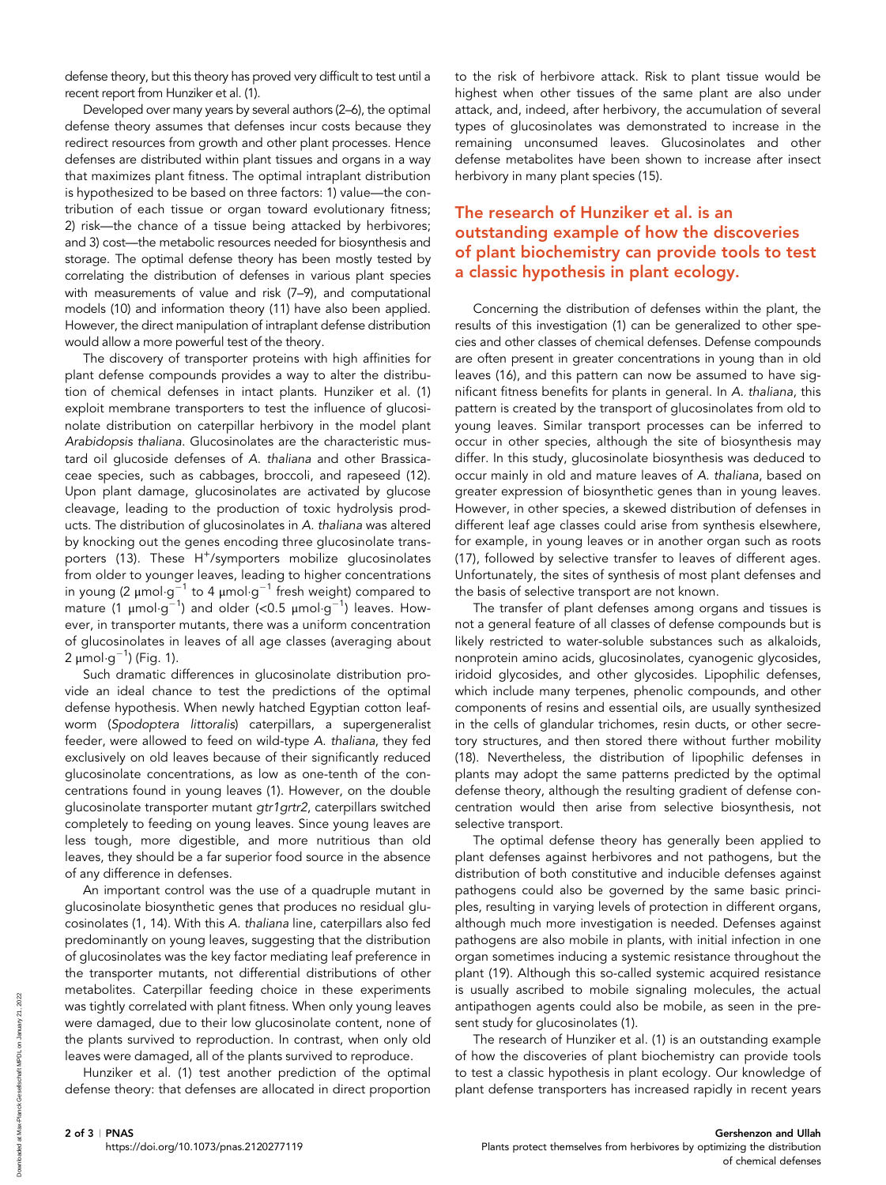defense theory, but this theory has proved very difficult to test until a recent report from Hunziker et al. (1).

Developed over many years by several authors (2–6), the optimal defense theory assumes that defenses incur costs because they redirect resources from growth and other plant processes. Hence defenses are distributed within plant tissues and organs in a way that maximizes plant fitness. The optimal intraplant distribution is hypothesized to be based on three factors: 1) value—the contribution of each tissue or organ toward evolutionary fitness; 2) risk—the chance of a tissue being attacked by herbivores; and 3) cost—the metabolic resources needed for biosynthesis and storage. The optimal defense theory has been mostly tested by correlating the distribution of defenses in various plant species with measurements of value and risk (7–9), and computational models (10) and information theory (11) have also been applied. However, the direct manipulation of intraplant defense distribution would allow a more powerful test of the theory.

The discovery of transporter proteins with high affinities for plant defense compounds provides a way to alter the distribution of chemical defenses in intact plants. Hunziker et al. (1) exploit membrane transporters to test the influence of glucosinolate distribution on caterpillar herbivory in the model plant *Arabidopsis thaliana*. Glucosinolates are the characteristic mustard oil glucoside defenses of *A. thaliana* and other Brassicaceae species, such as cabbages, broccoli, and rapeseed (12). Upon plant damage, glucosinolates are activated by glucose cleavage, leading to the production of toxic hydrolysis products. The distribution of glucosinolates in *A. thaliana* was altered by knocking out the genes encoding three glucosinolate transporters (13). These $H^+$/symporters mobilize glucosinolates from older to younger leaves, leading to higher concentrations in young (2 $\mu mol \cdot g^{-1}$ to 4 $\mu mol \cdot g^{-1}$ fresh weight) compared to mature (1 $\mu mol \cdot g^{-1}$) and older (<0.5 $\mu mol \cdot g^{-1}$) leaves. However, in transporter mutants, there was a uniform concentration of glucosinolates in leaves of all age classes (averaging about 2 $\mu mol \cdot g^{-1}$) (Fig. 1).

Such dramatic differences in glucosinolate distribution provide an ideal chance to test the predictions of the optimal defense hypothesis. When newly hatched Egyptian cotton leafworm (*Spodoptera littoralis*) caterpillars, a supergeneralist feeder, were allowed to feed on wild-type *A. thaliana*, they fed exclusively on old leaves because of their significantly reduced glucosinolate concentrations, as low as one-tenth of the concentrations found in young leaves (1). However, on the double glucosinolate transporter mutant *gtr1gtr2*, caterpillars switched completely to feeding on young leaves. Since young leaves are less tough, more digestible, and more nutritious than old leaves, they should be a far superior food source in the absence of any difference in defenses.

An important control was the use of a quadruple mutant in glucosinolate biosynthetic genes that produces no residual glucosinolates (1, 14). With this *A. thaliana* line, caterpillars also fed predominantly on young leaves, suggesting that the distribution of glucosinolates was the key factor mediating leaf preference in the transporter mutants, not differential distributions of other metabolites. Caterpillar feeding choice in these experiments was tightly correlated with plant fitness. When only young leaves were damaged, due to their low glucosinolate content, none of the plants survived to reproduction. In contrast, when only old leaves were damaged, all of the plants survived to reproduce.

Hunziker et al. (1) test another prediction of the optimal defense theory: that defenses are allocated in direct proportion to the risk of herbivore attack. Risk to plant tissue would be highest when other tissues of the same plant are also under attack, and, indeed, after herbivory, the accumulation of several types of glucosinolates was demonstrated to increase in the remaining unconsumed leaves. Glucosinolates and other defense metabolites have been shown to increase after insect herbivory in many plant species (15).

**The research of Hunziker et al. is an outstanding example of how the discoveries of plant biochemistry can provide tools to test a classic hypothesis in plant ecology.**

Concerning the distribution of defenses within the plant, the results of this investigation (1) can be generalized to other species and other classes of chemical defenses. Defense compounds are often present in greater concentrations in young than in old leaves (16), and this pattern can now be assumed to have significant fitness benefits for plants in general. In *A. thaliana*, this pattern is created by the transport of glucosinolates from old to young leaves. Similar transport processes can be inferred to occur in other species, although the site of biosynthesis may differ. In this study, glucosinolate biosynthesis was deduced to occur mainly in old and mature leaves of *A. thaliana*, based on greater expression of biosynthetic genes than in young leaves. However, in other species, a skewed distribution of defenses in different leaf age classes could arise from synthesis elsewhere, for example, in young leaves or in another organ such as roots (17), followed by selective transfer to leaves of different ages. Unfortunately, the sites of synthesis of most plant defenses and the basis of selective transport are not known.

The transfer of plant defenses among organs and tissues is not a general feature of all classes of defense compounds but is likely restricted to water-soluble substances such as alkaloids, nonprotein amino acids, glucosinolates, cyanogenic glycosides, iridoid glycosides, and other glycosides. Lipophilic defenses, which include many terpenes, phenolic compounds, and other components of resins and essential oils, are usually synthesized in the cells of glandular trichomes, resin ducts, or other secretory structures, and then stored there without further mobility (18). Nevertheless, the distribution of lipophilic defenses in plants may adopt the same patterns predicted by the optimal defense theory, although the resulting gradient of defense concentration would then arise from selective biosynthesis, not selective transport.

The optimal defense theory has generally been applied to plant defenses against herbivores and not pathogens, but the distribution of both constitutive and inducible defenses against pathogens could also be governed by the same basic principles, resulting in varying levels of protection in different organs, although much more investigation is needed. Defenses against pathogens are also mobile in plants, with initial infection in one organ sometimes inducing a systemic resistance throughout the plant (19). Although this so-called systemic acquired resistance is usually ascribed to mobile signaling molecules, the actual antipathogen agents could also be mobile, as seen in the present study for glucosinolates (1).

The research of Hunziker et al. (1) is an outstanding example of how the discoveries of plant biochemistry can provide tools to test a classic hypothesis in plant ecology. Our knowledge of plant defense transporters has increased rapidly in recent years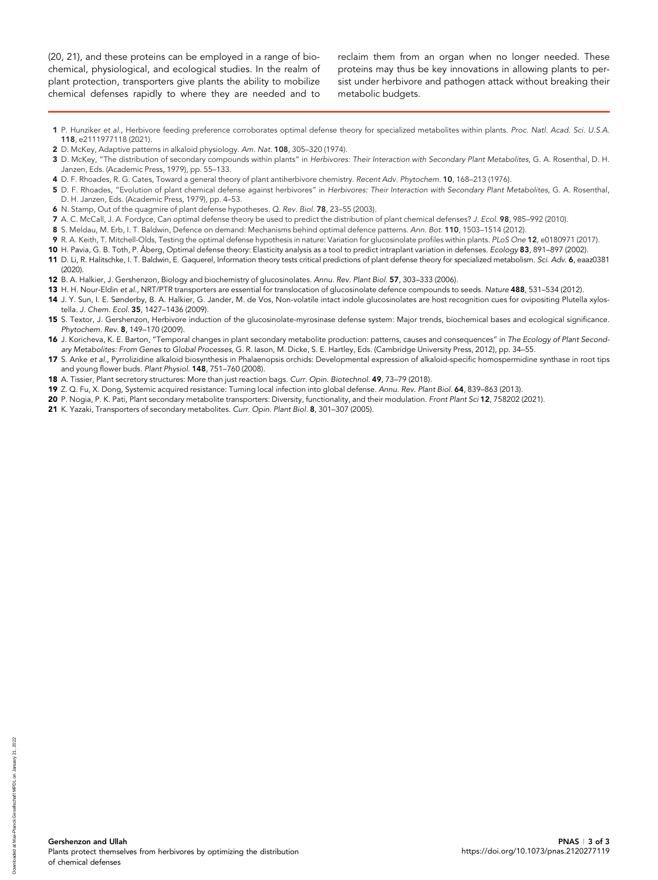(20, 21), and these proteins can be employed in a range of biochemical, physiological, and ecological studies. In the realm of plant protection, transporters give plants the ability to mobilize chemical defenses rapidly to where they are needed and to reclaim them from an organ when no longer needed. These proteins may thus be key innovations in allowing plants to persist under herbivore and pathogen attack without breaking their metabolic budgets.

1. P. Hunziker *et al.*, Herbivore feeding preference corroborates optimal defense theory for specialized metabolites within plants. *Proc. Natl. Acad. Sci. U.S.A.* **118**, e2111977118 (2021).
2. D. McKey, Adaptive patterns in alkaloid physiology. *Am. Nat.* **108**, 305–320 (1974).
3. D. McKey, "The distribution of secondary compounds within plants" in *Herbivores: Their Interaction with Secondary Plant Metabolites*, G. A. Rosenthal, D. H. Janzen, Eds. (Academic Press, 1979), pp. 55–133.
4. D. F. Rhoades, R. G. Cates, Toward a general theory of plant antiherbivore chemistry. *Recent Adv. Phytochem.* **10**, 168–213 (1976).
5. D. F. Rhoades, "Evolution of plant chemical defense against herbivores" in *Herbivores: Their Interaction with Secondary Plant Metabolites*, G. A. Rosenthal, D. H. Janzen, Eds. (Academic Press, 1979), pp. 4–53.
6. N. Stamp, Out of the quagmire of plant defense hypotheses. *Q. Rev. Biol.* **78**, 23–55 (2003).
7. A. C. McCall, J. A. Fordyce, Can optimal defense theory be used to predict the distribution of plant chemical defenses? *J. Ecol.* **98**, 985–992 (2010).
8. S. Meldau, M. Erb, I. T. Baldwin, Defence on demand: Mechanisms behind optimal defence patterns. *Ann. Bot.* **110**, 1503–1514 (2012).
9. R. A. Keith, T. Mitchell-Olds, Testing the optimal defense hypothesis in nature: Variation for glucosinolate profiles within plants. *PLoS One* **12**, e0180971 (2017).
10. H. Pavia, G. B. Toth, P. Åberg, Optimal defense theory: Elasticity analysis as a tool to predict intraplant variation in defenses. *Ecology* **83**, 891–897 (2002).
11. D. Li, R. Halitschke, I. T. Baldwin, E. Gaquerel, Information theory tests critical predictions of plant defense theory for specialized metabolism. *Sci. Adv.* **6**, eaaz0381 (2020).
12. B. A. Halkier, J. Gershenzon, Biology and biochemistry of glucosinolates. *Annu. Rev. Plant Biol.* **57**, 303–333 (2006).
13. H. H. Nour-Eldin *et al.*, NRT/PTR transporters are essential for translocation of glucosinolate defence compounds to seeds. *Nature* **488**, 531–534 (2012).
14. J. Y. Sun, I. E. Sønderby, B. A. Halkier, G. Jander, M. de Vos, Non-volatile intact indole glucosinolates are host recognition cues for ovipositing Plutella xylostella. *J. Chem. Ecol.* **35**, 1427–1436 (2009).
15. S. Textor, J. Gershenzon, Herbivore induction of the glucosinolate-myrosinase defense system: Major trends, biochemical bases and ecological significance. *Phytochem. Rev.* **8**, 149–170 (2009).
16. J. Koricheva, K. E. Barton, "Temporal changes in plant secondary metabolite production: patterns, causes and consequences" in *The Ecology of Plant Secondary Metabolites: From Genes to Global Processes*, G. R. Iason, M. Dicke, S. E. Hartley, Eds. (Cambridge University Press, 2012), pp. 34–55.
17. S. Anke *et al.*, Pyrrolizidine alkaloid biosynthesis in Phalaenopsis orchids: Developmental expression of alkaloid-specific homospermidine synthase in root tips and young flower buds. *Plant Physiol.* **148**, 751–760 (2008).
18. A. Tissier, Plant secretory structures: More than just reaction bags. *Curr. Opin. Biotechnol.* **49**, 73–79 (2018).
19. Z. Q. Fu, X. Dong, Systemic acquired resistance: Turning local infection into global defense. *Annu. Rev. Plant Biol.* **64**, 839–863 (2013).
20. P. Nogia, P. K. Pati, Plant secondary metabolite transporters: Diversity, functionality, and their modulation. *Front Plant Sci* **12**, 758202 (2021).
21. K. Yazaki, Transporters of secondary metabolites. *Curr. Opin. Plant Biol.* **8**, 301–307 (2005).